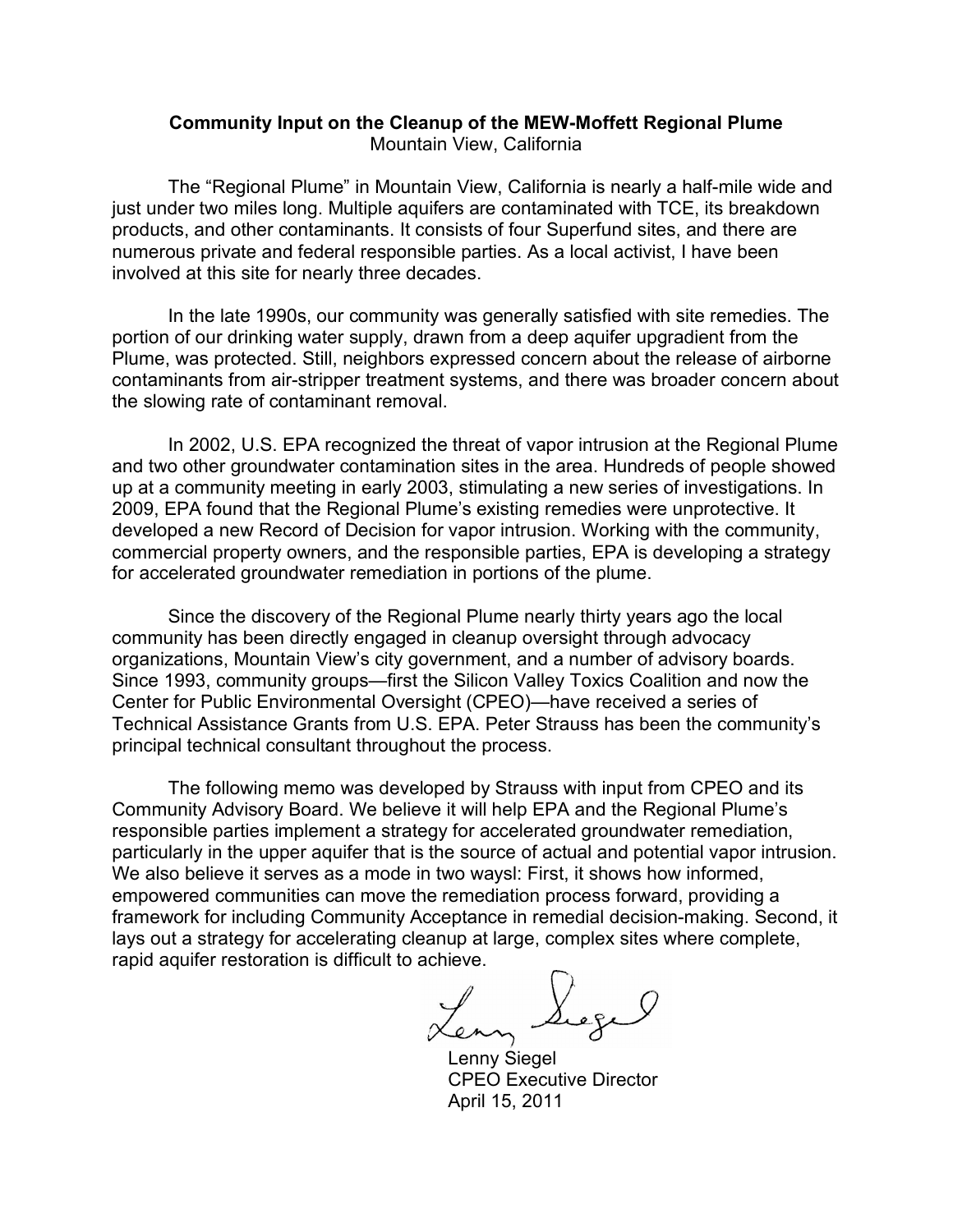**Community Input on the Cleanup of the MEW-Moffett Regional Plume**

Mountain View, California

The "Regional Plume" in Mountain View, California is nearly a half-mile wide and just under two miles long. Multiple aquifers are contaminated with TCE, its breakdown products, and other contaminants. It consists of four Superfund sites, and there are numerous private and federal responsible parties. As a local activist, I have been involved at this site for nearly three decades.

In the late 1990s, our community was generally satisfied with site remedies. The portion of our drinking water supply, drawn from a deep aquifer upgradient from the Plume, was protected. Still, neighbors expressed concern about the release of airborne contaminants from air-stripper treatment systems, and there was broader concern about the slowing rate of contaminant removal.

In 2002, U.S. EPA recognized the threat of vapor intrusion at the Regional Plume and two other groundwater contamination sites in the area. Hundreds of people showed up at a community meeting in early 2003, stimulating a new series of investigations. In 2009, EPA found that the Regional Plume's existing remedies were unprotective. It developed a new Record of Decision for vapor intrusion. Working with the community, commercial property owners, and the responsible parties, EPA is developing a strategy for accelerated groundwater remediation in portions of the plume.

Since the discovery of the Regional Plume nearly thirty years ago the local community has been directly engaged in cleanup oversight through advocacy organizations, Mountain View's city government, and a number of advisory boards. Since 1993, community groups—first the Silicon Valley Toxics Coalition and now the Center for Public Environmental Oversight (CPEO)—have received a series of Technical Assistance Grants from U.S. EPA. Peter Strauss has been the community's principal technical consultant throughout the process.

The following memo was developed by Strauss with input from CPEO and its Community Advisory Board. We believe it will help EPA and the Regional Plume's responsible parties implement a strategy for accelerated groundwater remediation, particularly in the upper aquifer that is the source of actual and potential vapor intrusion. We also believe it serves as a mode in two waysl: First, it shows how informed, empowered communities can move the remediation process forward, providing a framework for including Community Acceptance in remedial decision-making. Second, it lays out a strategy for accelerating cleanup at large, complex sites where complete, rapid aquifer restoration is difficult to achieve.

Lenny Siegel
CPEO Executive Director
April 15, 2011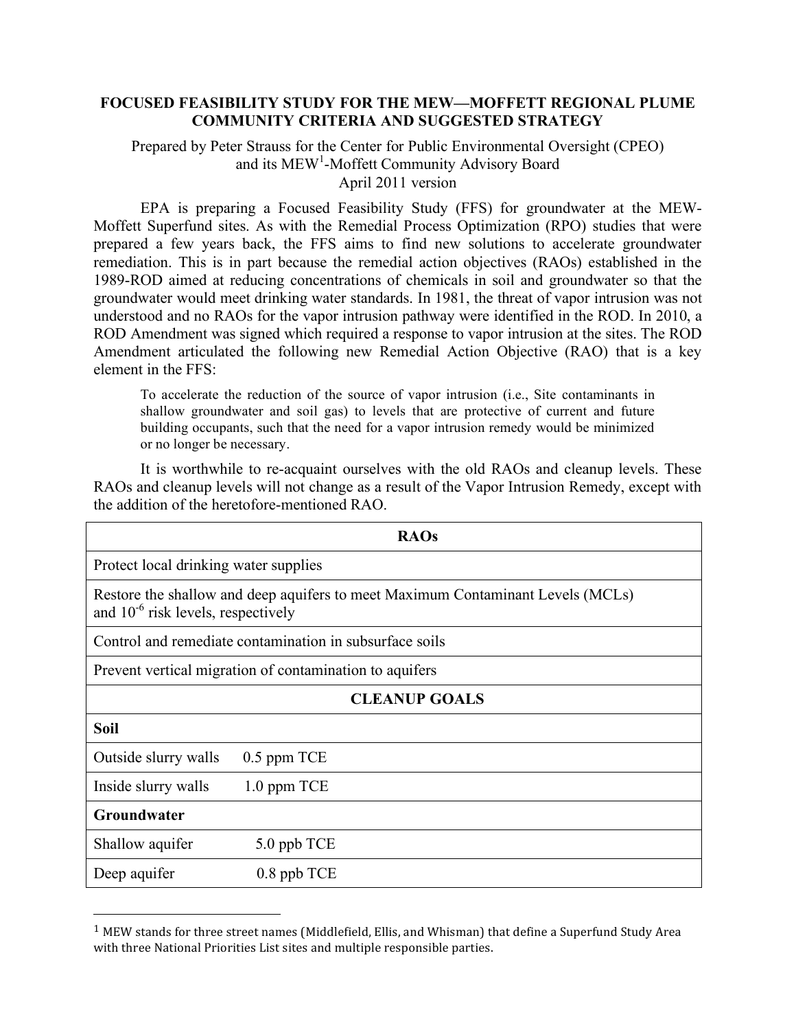**FOCUSED FEASIBILITY STUDY FOR THE MEW—MOFFETT REGIONAL PLUME COMMUNITY CRITERIA AND SUGGESTED STRATEGY**

Prepared by Peter Strauss for the Center for Public Environmental Oversight (CPEO) and its MEW[1]-Moffett Community Advisory Board
April 2011 version

EPA is preparing a Focused Feasibility Study (FFS) for groundwater at the MEW-Moffett Superfund sites. As with the Remedial Process Optimization (RPO) studies that were prepared a few years back, the FFS aims to find new solutions to accelerate groundwater remediation. This is in part because the remedial action objectives (RAOs) established in the 1989-ROD aimed at reducing concentrations of chemicals in soil and groundwater so that the groundwater would meet drinking water standards. In 1981, the threat of vapor intrusion was not understood and no RAOs for the vapor intrusion pathway were identified in the ROD. In 2010, a ROD Amendment was signed which required a response to vapor intrusion at the sites. The ROD Amendment articulated the following new Remedial Action Objective (RAO) that is a key element in the FFS:

> To accelerate the reduction of the source of vapor intrusion (i.e., Site contaminants in shallow groundwater and soil gas) to levels that are protective of current and future building occupants, such that the need for a vapor intrusion remedy would be minimized or no longer be necessary.

It is worthwhile to re-acquaint ourselves with the old RAOs and cleanup levels. These RAOs and cleanup levels will not change as a result of the Vapor Intrusion Remedy, except with the addition of the heretofore-mentioned RAO.

| **RAOs** | |
|---|---|
| Protect local drinking water supplies | |
| Restore the shallow and deep aquifers to meet Maximum Contaminant Levels (MCLs) and $10^{-6}$ risk levels, respectively | |
| Control and remediate contamination in subsurface soils | |
| Prevent vertical migration of contamination to aquifers | |
| **CLEANUP GOALS** | |
| **Soil** | |
| Outside slurry walls | 0.5 ppm TCE |
| Inside slurry walls | 1.0 ppm TCE |
| **Groundwater** | |
| Shallow aquifer | 5.0 ppb TCE |
| Deep aquifer | 0.8 ppb TCE |

[1] MEW stands for three street names (Middlefield, Ellis, and Whisman) that define a Superfund Study Area with three National Priorities List sites and multiple responsible parties.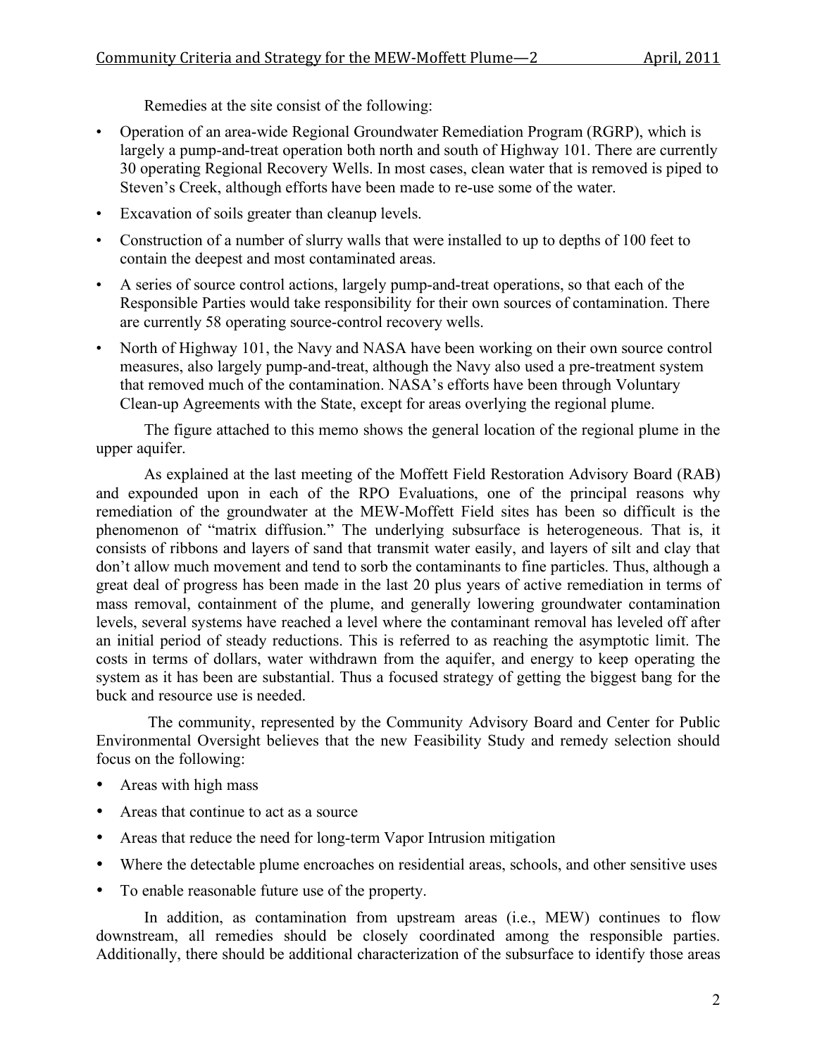Remedies at the site consist of the following:

- Operation of an area-wide Regional Groundwater Remediation Program (RGRP), which is largely a pump-and-treat operation both north and south of Highway 101. There are currently 30 operating Regional Recovery Wells. In most cases, clean water that is removed is piped to Steven's Creek, although efforts have been made to re-use some of the water.
- Excavation of soils greater than cleanup levels.
- Construction of a number of slurry walls that were installed to up to depths of 100 feet to contain the deepest and most contaminated areas.
- A series of source control actions, largely pump-and-treat operations, so that each of the Responsible Parties would take responsibility for their own sources of contamination. There are currently 58 operating source-control recovery wells.
- North of Highway 101, the Navy and NASA have been working on their own source control measures, also largely pump-and-treat, although the Navy also used a pre-treatment system that removed much of the contamination. NASA's efforts have been through Voluntary Clean-up Agreements with the State, except for areas overlying the regional plume.

The figure attached to this memo shows the general location of the regional plume in the upper aquifer.

As explained at the last meeting of the Moffett Field Restoration Advisory Board (RAB) and expounded upon in each of the RPO Evaluations, one of the principal reasons why remediation of the groundwater at the MEW-Moffett Field sites has been so difficult is the phenomenon of "matrix diffusion." The underlying subsurface is heterogeneous. That is, it consists of ribbons and layers of sand that transmit water easily, and layers of silt and clay that don't allow much movement and tend to sorb the contaminants to fine particles. Thus, although a great deal of progress has been made in the last 20 plus years of active remediation in terms of mass removal, containment of the plume, and generally lowering groundwater contamination levels, several systems have reached a level where the contaminant removal has leveled off after an initial period of steady reductions. This is referred to as reaching the asymptotic limit. The costs in terms of dollars, water withdrawn from the aquifer, and energy to keep operating the system as it has been are substantial. Thus a focused strategy of getting the biggest bang for the buck and resource use is needed.

The community, represented by the Community Advisory Board and Center for Public Environmental Oversight believes that the new Feasibility Study and remedy selection should focus on the following:

- Areas with high mass
- Areas that continue to act as a source
- Areas that reduce the need for long-term Vapor Intrusion mitigation
- Where the detectable plume encroaches on residential areas, schools, and other sensitive uses
- To enable reasonable future use of the property.

In addition, as contamination from upstream areas (i.e., MEW) continues to flow downstream, all remedies should be closely coordinated among the responsible parties. Additionally, there should be additional characterization of the subsurface to identify those areas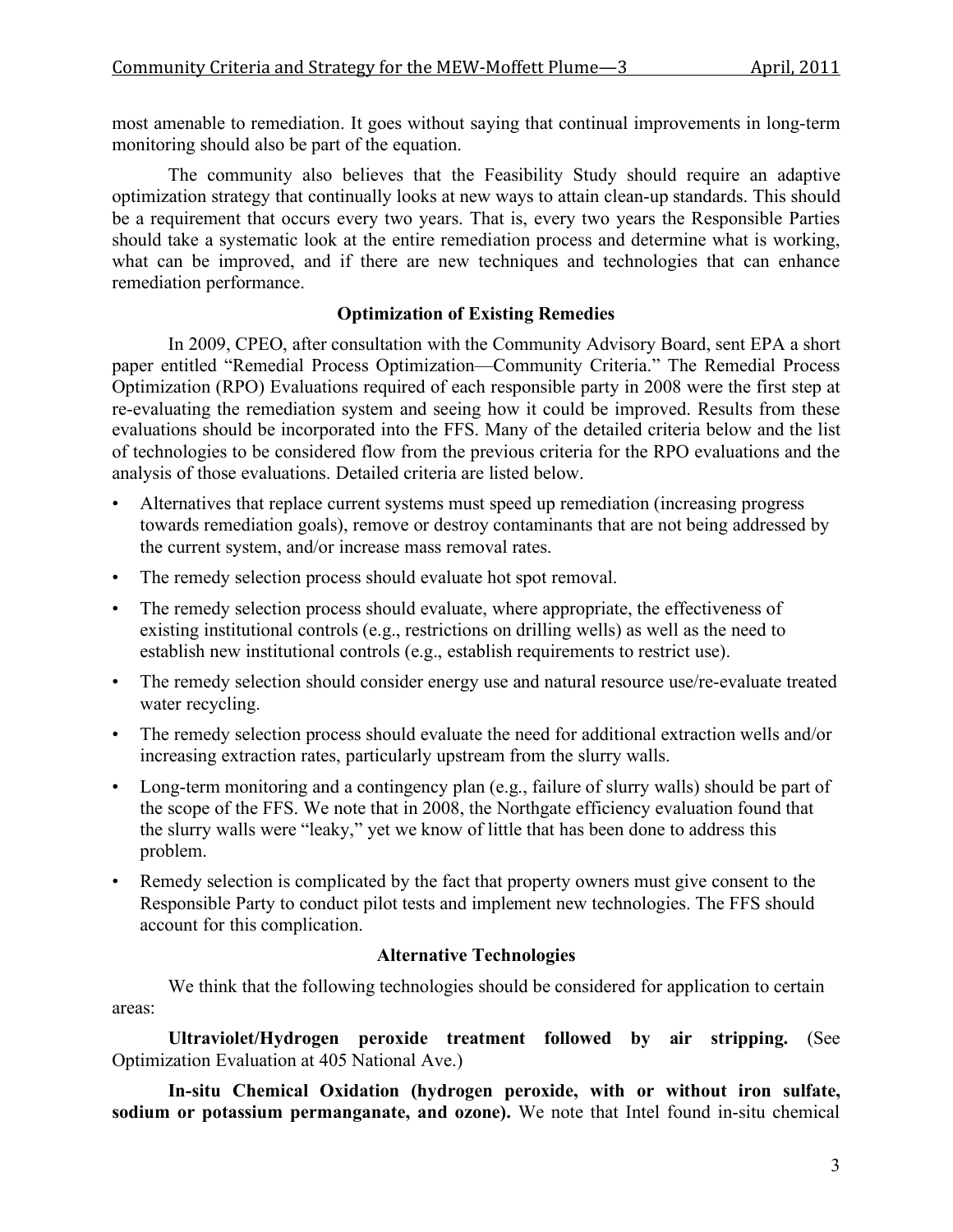most amenable to remediation. It goes without saying that continual improvements in long-term monitoring should also be part of the equation.

The community also believes that the Feasibility Study should require an adaptive optimization strategy that continually looks at new ways to attain clean-up standards. This should be a requirement that occurs every two years. That is, every two years the Responsible Parties should take a systematic look at the entire remediation process and determine what is working, what can be improved, and if there are new techniques and technologies that can enhance remediation performance.

### Optimization of Existing Remedies

In 2009, CPEO, after consultation with the Community Advisory Board, sent EPA a short paper entitled "Remedial Process Optimization—Community Criteria." The Remedial Process Optimization (RPO) Evaluations required of each responsible party in 2008 were the first step at re-evaluating the remediation system and seeing how it could be improved. Results from these evaluations should be incorporated into the FFS. Many of the detailed criteria below and the list of technologies to be considered flow from the previous criteria for the RPO evaluations and the analysis of those evaluations. Detailed criteria are listed below.

- Alternatives that replace current systems must speed up remediation (increasing progress towards remediation goals), remove or destroy contaminants that are not being addressed by the current system, and/or increase mass removal rates.
- The remedy selection process should evaluate hot spot removal.
- The remedy selection process should evaluate, where appropriate, the effectiveness of existing institutional controls (e.g., restrictions on drilling wells) as well as the need to establish new institutional controls (e.g., establish requirements to restrict use).
- The remedy selection should consider energy use and natural resource use/re-evaluate treated water recycling.
- The remedy selection process should evaluate the need for additional extraction wells and/or increasing extraction rates, particularly upstream from the slurry walls.
- Long-term monitoring and a contingency plan (e.g., failure of slurry walls) should be part of the scope of the FFS. We note that in 2008, the Northgate efficiency evaluation found that the slurry walls were "leaky," yet we know of little that has been done to address this problem.
- Remedy selection is complicated by the fact that property owners must give consent to the Responsible Party to conduct pilot tests and implement new technologies. The FFS should account for this complication.

### Alternative Technologies

We think that the following technologies should be considered for application to certain areas:

**Ultraviolet/Hydrogen peroxide treatment followed by air stripping.** (See Optimization Evaluation at 405 National Ave.)

**In-situ Chemical Oxidation (hydrogen peroxide, with or without iron sulfate, sodium or potassium permanganate, and ozone).** We note that Intel found in-situ chemical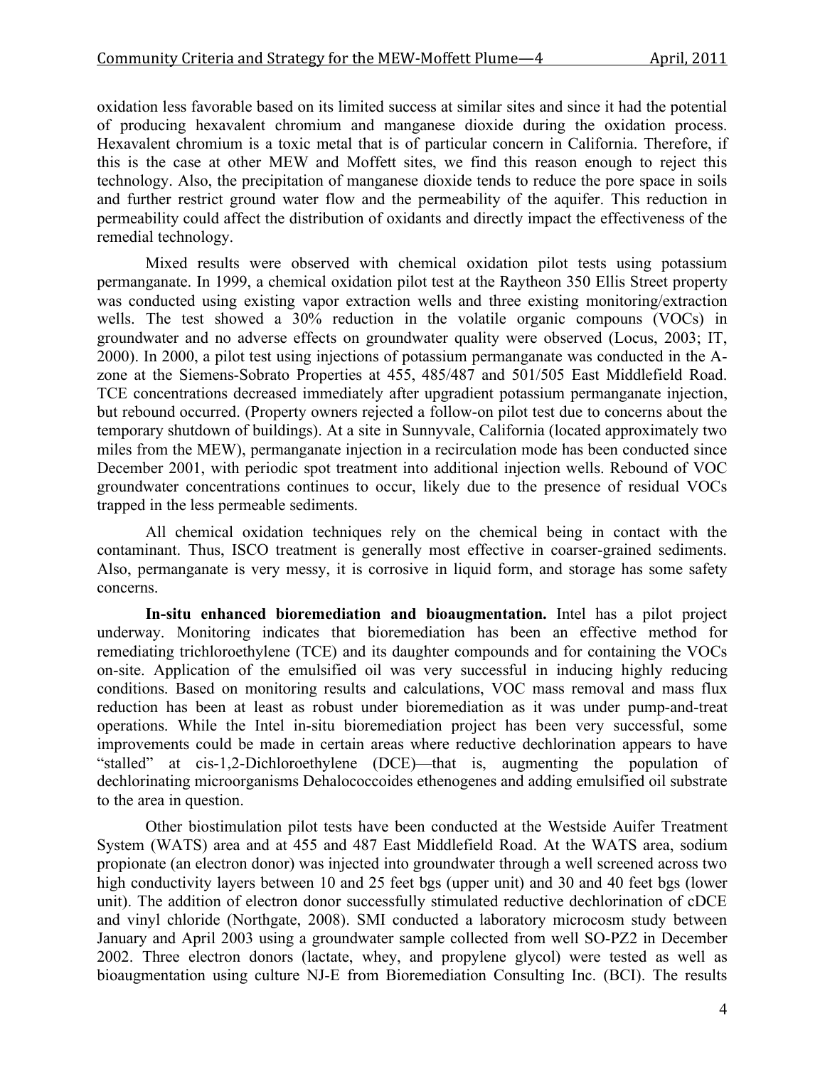oxidation less favorable based on its limited success at similar sites and since it had the potential of producing hexavalent chromium and manganese dioxide during the oxidation process. Hexavalent chromium is a toxic metal that is of particular concern in California. Therefore, if this is the case at other MEW and Moffett sites, we find this reason enough to reject this technology. Also, the precipitation of manganese dioxide tends to reduce the pore space in soils and further restrict ground water flow and the permeability of the aquifer. This reduction in permeability could affect the distribution of oxidants and directly impact the effectiveness of the remedial technology.

Mixed results were observed with chemical oxidation pilot tests using potassium permanganate. In 1999, a chemical oxidation pilot test at the Raytheon 350 Ellis Street property was conducted using existing vapor extraction wells and three existing monitoring/extraction wells. The test showed a 30% reduction in the volatile organic compounds (VOCs) in groundwater and no adverse effects on groundwater quality were observed (Locus, 2003; IT, 2000). In 2000, a pilot test using injections of potassium permanganate was conducted in the A-zone at the Siemens-Sobrato Properties at 455, 485/487 and 501/505 East Middlefield Road. TCE concentrations decreased immediately after upgradient potassium permanganate injection, but rebound occurred. (Property owners rejected a follow-on pilot test due to concerns about the temporary shutdown of buildings). At a site in Sunnyvale, California (located approximately two miles from the MEW), permanganate injection in a recirculation mode has been conducted since December 2001, with periodic spot treatment into additional injection wells. Rebound of VOC groundwater concentrations continues to occur, likely due to the presence of residual VOCs trapped in the less permeable sediments.

All chemical oxidation techniques rely on the chemical being in contact with the contaminant. Thus, ISCO treatment is generally most effective in coarser-grained sediments. Also, permanganate is very messy, it is corrosive in liquid form, and storage has some safety concerns.

**In-situ enhanced bioremediation and bioaugmentation.** Intel has a pilot project underway. Monitoring indicates that bioremediation has been an effective method for remediating trichloroethylene (TCE) and its daughter compounds and for containing the VOCs on-site. Application of the emulsified oil was very successful in inducing highly reducing conditions. Based on monitoring results and calculations, VOC mass removal and mass flux reduction has been at least as robust under bioremediation as it was under pump-and-treat operations. While the Intel in-situ bioremediation project has been very successful, some improvements could be made in certain areas where reductive dechlorination appears to have "stalled" at cis-1,2-Dichloroethylene (DCE)—that is, augmenting the population of dechlorinating microorganisms Dehalococcoides ethenogenes and adding emulsified oil substrate to the area in question.

Other biostimulation pilot tests have been conducted at the Westside Auifer Treatment System (WATS) area and at 455 and 487 East Middlefield Road. At the WATS area, sodium propionate (an electron donor) was injected into groundwater through a well screened across two high conductivity layers between 10 and 25 feet bgs (upper unit) and 30 and 40 feet bgs (lower unit). The addition of electron donor successfully stimulated reductive dechlorination of cDCE and vinyl chloride (Northgate, 2008). SMI conducted a laboratory microcosm study between January and April 2003 using a groundwater sample collected from well SO-PZ2 in December 2002. Three electron donors (lactate, whey, and propylene glycol) were tested as well as bioaugmentation using culture NJ-E from Bioremediation Consulting Inc. (BCI). The results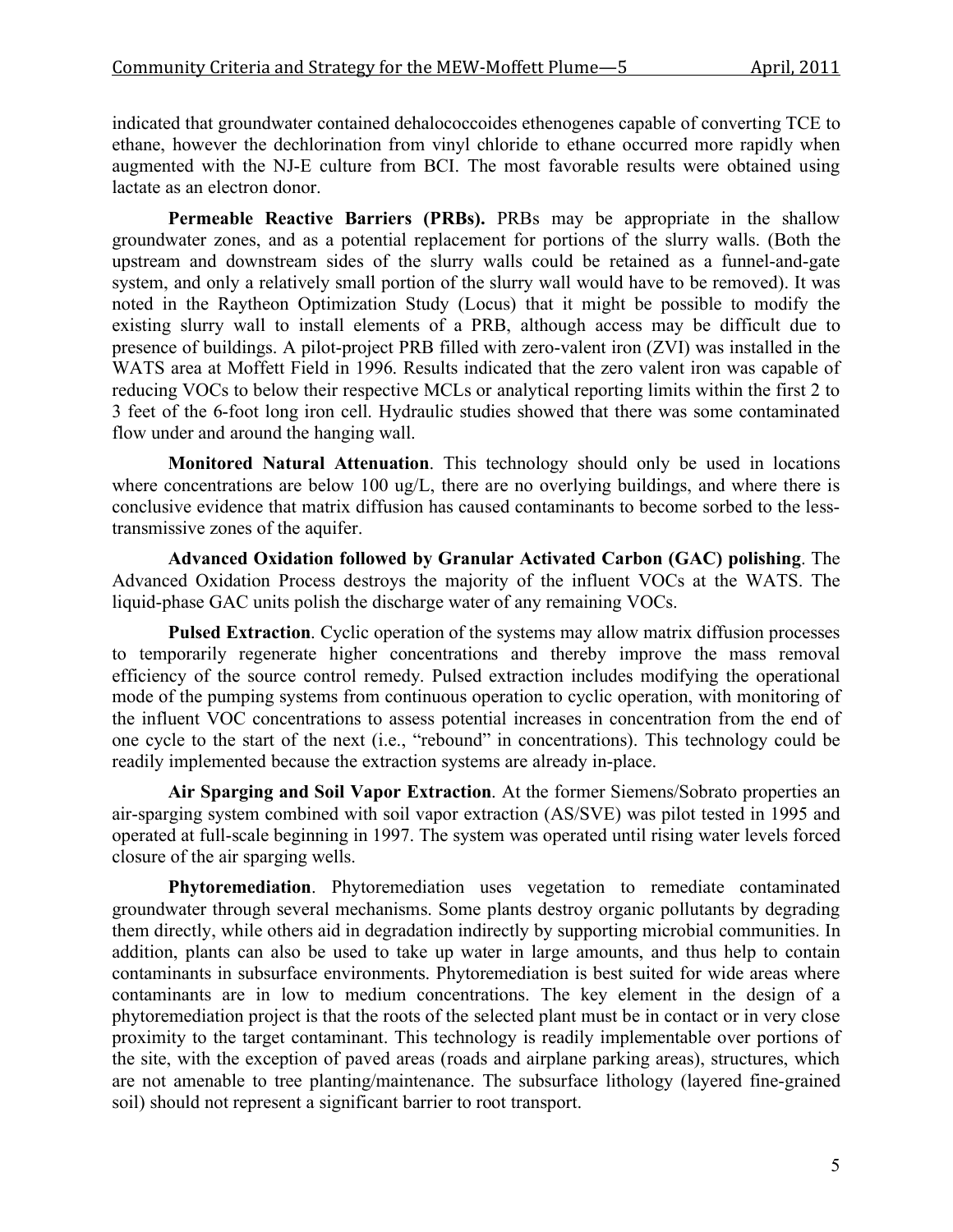indicated that groundwater contained dehalococcoides ethenogenes capable of converting TCE to ethane, however the dechlorination from vinyl chloride to ethane occurred more rapidly when augmented with the NJ-E culture from BCI. The most favorable results were obtained using lactate as an electron donor.

**Permeable Reactive Barriers (PRBs).** PRBs may be appropriate in the shallow groundwater zones, and as a potential replacement for portions of the slurry walls. (Both the upstream and downstream sides of the slurry walls could be retained as a funnel-and-gate system, and only a relatively small portion of the slurry wall would have to be removed). It was noted in the Raytheon Optimization Study (Locus) that it might be possible to modify the existing slurry wall to install elements of a PRB, although access may be difficult due to presence of buildings. A pilot-project PRB filled with zero-valent iron (ZVI) was installed in the WATS area at Moffett Field in 1996. Results indicated that the zero valent iron was capable of reducing VOCs to below their respective MCLs or analytical reporting limits within the first 2 to 3 feet of the 6-foot long iron cell. Hydraulic studies showed that there was some contaminated flow under and around the hanging wall.

**Monitored Natural Attenuation**. This technology should only be used in locations where concentrations are below 100 ug/L, there are no overlying buildings, and where there is conclusive evidence that matrix diffusion has caused contaminants to become sorbed to the less-transmissive zones of the aquifer.

**Advanced Oxidation followed by Granular Activated Carbon (GAC) polishing**. The Advanced Oxidation Process destroys the majority of the influent VOCs at the WATS. The liquid-phase GAC units polish the discharge water of any remaining VOCs.

**Pulsed Extraction**. Cyclic operation of the systems may allow matrix diffusion processes to temporarily regenerate higher concentrations and thereby improve the mass removal efficiency of the source control remedy. Pulsed extraction includes modifying the operational mode of the pumping systems from continuous operation to cyclic operation, with monitoring of the influent VOC concentrations to assess potential increases in concentration from the end of one cycle to the start of the next (i.e., "rebound" in concentrations). This technology could be readily implemented because the extraction systems are already in-place.

**Air Sparging and Soil Vapor Extraction**. At the former Siemens/Sobrato properties an air-sparging system combined with soil vapor extraction (AS/SVE) was pilot tested in 1995 and operated at full-scale beginning in 1997. The system was operated until rising water levels forced closure of the air sparging wells.

**Phytoremediation**. Phytoremediation uses vegetation to remediate contaminated groundwater through several mechanisms. Some plants destroy organic pollutants by degrading them directly, while others aid in degradation indirectly by supporting microbial communities. In addition, plants can also be used to take up water in large amounts, and thus help to contain contaminants in subsurface environments. Phytoremediation is best suited for wide areas where contaminants are in low to medium concentrations. The key element in the design of a phytoremediation project is that the roots of the selected plant must be in contact or in very close proximity to the target contaminant. This technology is readily implementable over portions of the site, with the exception of paved areas (roads and airplane parking areas), structures, which are not amenable to tree planting/maintenance. The subsurface lithology (layered fine-grained soil) should not represent a significant barrier to root transport.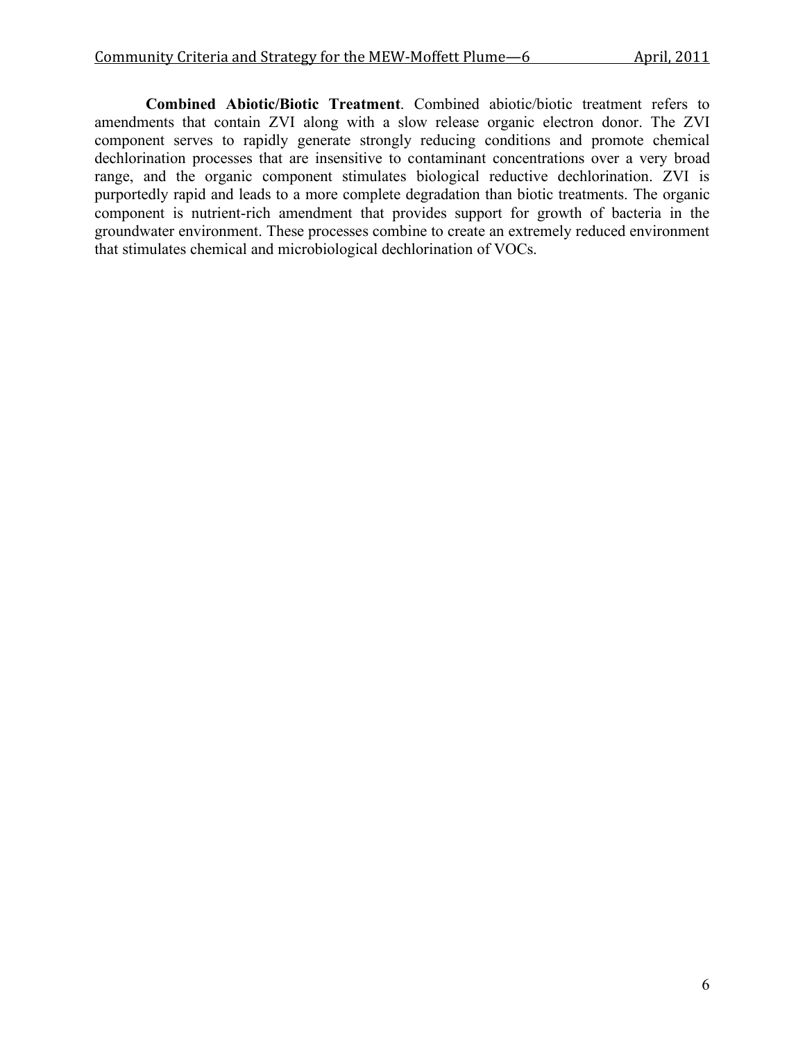**Combined Abiotic/Biotic Treatment**. Combined abiotic/biotic treatment refers to amendments that contain ZVI along with a slow release organic electron donor. The ZVI component serves to rapidly generate strongly reducing conditions and promote chemical dechlorination processes that are insensitive to contaminant concentrations over a very broad range, and the organic component stimulates biological reductive dechlorination. ZVI is purportedly rapid and leads to a more complete degradation than biotic treatments. The organic component is nutrient-rich amendment that provides support for growth of bacteria in the groundwater environment. These processes combine to create an extremely reduced environment that stimulates chemical and microbiological dechlorination of VOCs.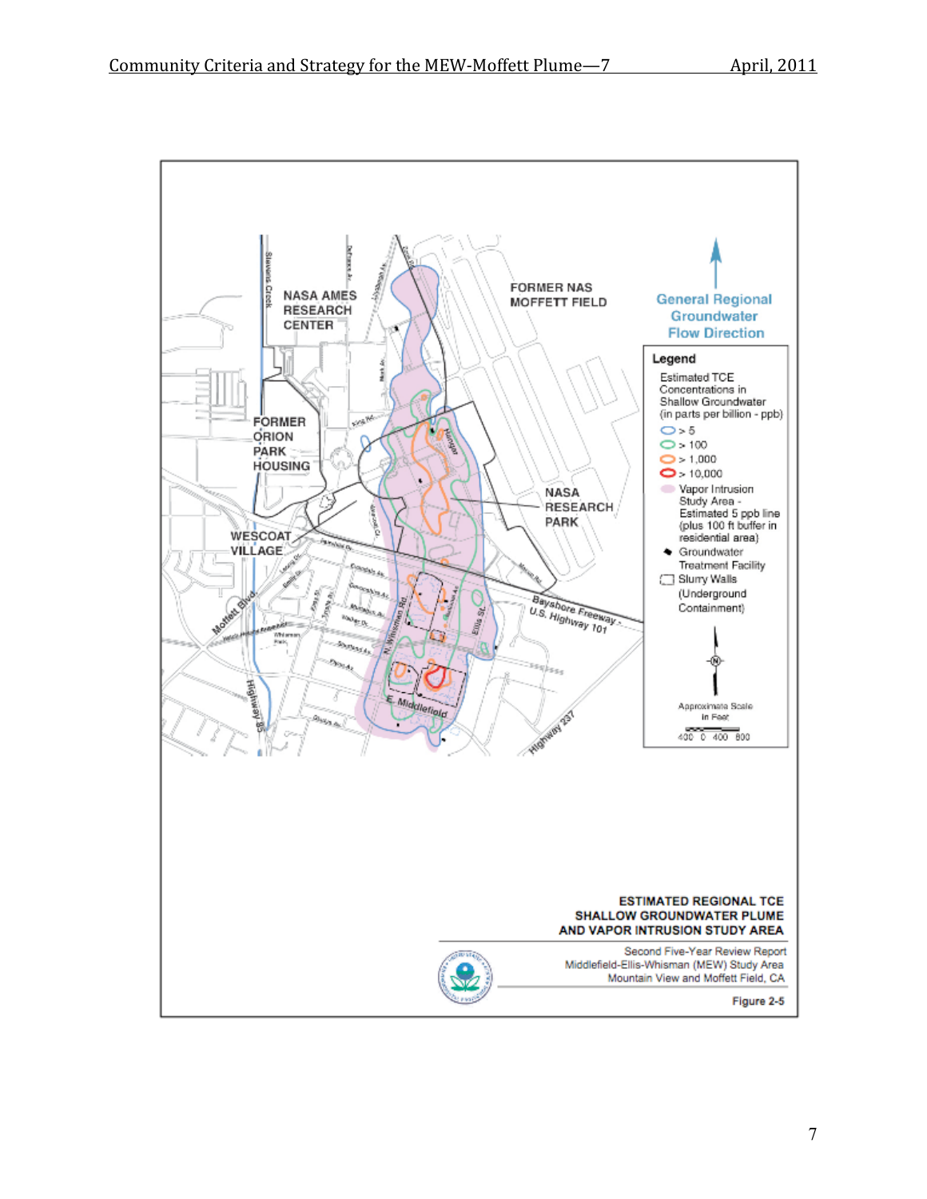FORMER NAS MOFFETT FIELD

NASA AMES RESEARCH CENTER

FORMER ORION PARK HOUSING

NASA RESEARCH PARK

WESCOAT VILLAGE

Bayshore Freeway - U.S. Highway 101

E. Middlefield

Highway 237

Highway 85

Moffett Blvd

N. Whisman Rd.

Ellis St.

Stevens Creek

General Regional Groundwater Flow Direction

**Legend**

Estimated TCE Concentrations in Shallow Groundwater (in parts per billion - ppb)

- > 5
- > 100
- > 1,000
- > 10,000
- Vapor Intrusion Study Area - Estimated 5 ppb line (plus 100 ft buffer in residential area)
- Groundwater Treatment Facility
- Slurry Walls (Underground Containment)

N

Approximate Scale in Feet

400 0 400 800

**ESTIMATED REGIONAL TCE SHALLOW GROUNDWATER PLUME AND VAPOR INTRUSION STUDY AREA**

Second Five-Year Review Report
Middlefield-Ellis-Whisman (MEW) Study Area
Mountain View and Moffett Field, CA

Figure 2-5